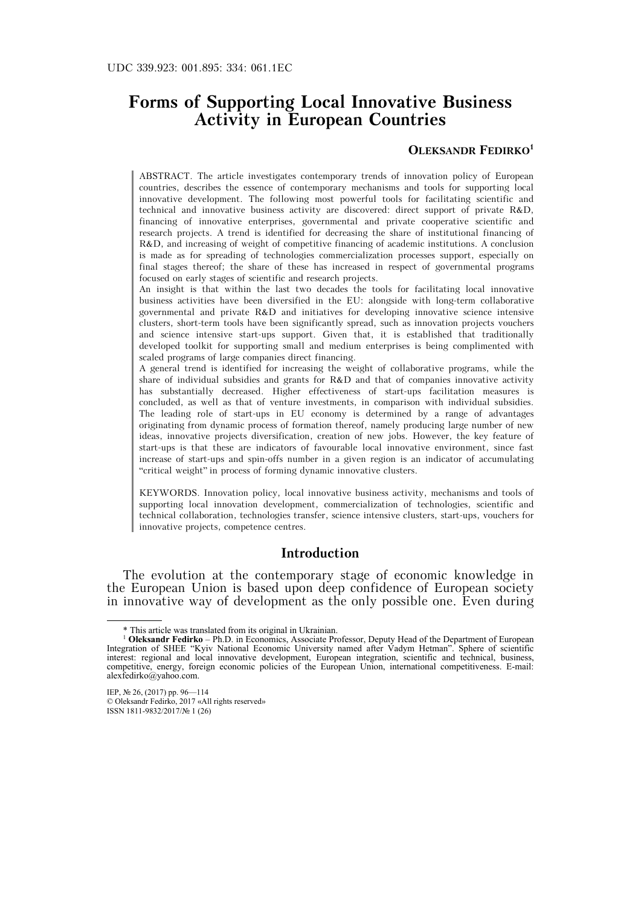UDC 339.923: 001.895: 334: 061.1EC

# Forms of Supporting Local Innovative Business Activity in European Countries

**Oleksandr Fedirko**[1]

ABSTRACT. The article investigates contemporary trends of innovation policy of European countries, describes the essence of contemporary mechanisms and tools for supporting local innovative development. The following most powerful tools for facilitating scientific and technical and innovative business activity are discovered: direct support of private R&D, financing of innovative enterprises, governmental and private cooperative scientific and research projects. A trend is identified for decreasing the share of institutional financing of R&D, and increasing of weight of competitive financing of academic institutions. A conclusion is made as for spreading of technologies commercialization processes support, especially on final stages thereof; the share of these has increased in respect of governmental programs focused on early stages of scientific and research projects.

An insight is that within the last two decades the tools for facilitating local innovative business activities have been diversified in the EU: alongside with long-term collaborative governmental and private R&D and initiatives for developing innovative science intensive clusters, short-term tools have been significantly spread, such as innovation projects vouchers and science intensive start-ups support. Given that, it is established that traditionally developed toolkit for supporting small and medium enterprises is being complimented with scaled programs of large companies direct financing.

A general trend is identified for increasing the weight of collaborative programs, while the share of individual subsidies and grants for R&D and that of companies innovative activity has substantially decreased. Higher effectiveness of start-ups facilitation measures is concluded, as well as that of venture investments, in comparison with individual subsidies. The leading role of start-ups in EU economy is determined by a range of advantages originating from dynamic process of formation thereof, namely producing large number of new ideas, innovative projects diversification, creation of new jobs. However, the key feature of start-ups is that these are indicators of favourable local innovative environment, since fast increase of start-ups and spin-offs number in a given region is an indicator of accumulating "critical weight" in process of forming dynamic innovative clusters.

KEYWORDS. Innovation policy, local innovative business activity, mechanisms and tools of supporting local innovation development, commercialization of technologies, scientific and technical collaboration, technologies transfer, science intensive clusters, start-ups, vouchers for innovative projects, competence centres.

## Introduction

The evolution at the contemporary stage of economic knowledge in the European Union is based upon deep confidence of European society in innovative way of development as the only possible one. Even during

---

\* This article was translated from its original in Ukrainian.

[1] **Oleksandr Fedirko** – Ph.D. in Economics, Associate Professor, Deputy Head of the Department of European Integration of SHEE "Kyiv National Economic University named after Vadym Hetman". Sphere of scientific interest: regional and local innovative development, European integration, scientific and technical, business, competitive, energy, foreign economic policies of the European Union, international competitiveness. E-mail: alexfedirko@yahoo.com.

IEP, № 26, (2017) pp. 96—114
© Oleksandr Fedirko, 2017 «All rights reserved»
ISSN 1811-9832/2017/№ 1 (26)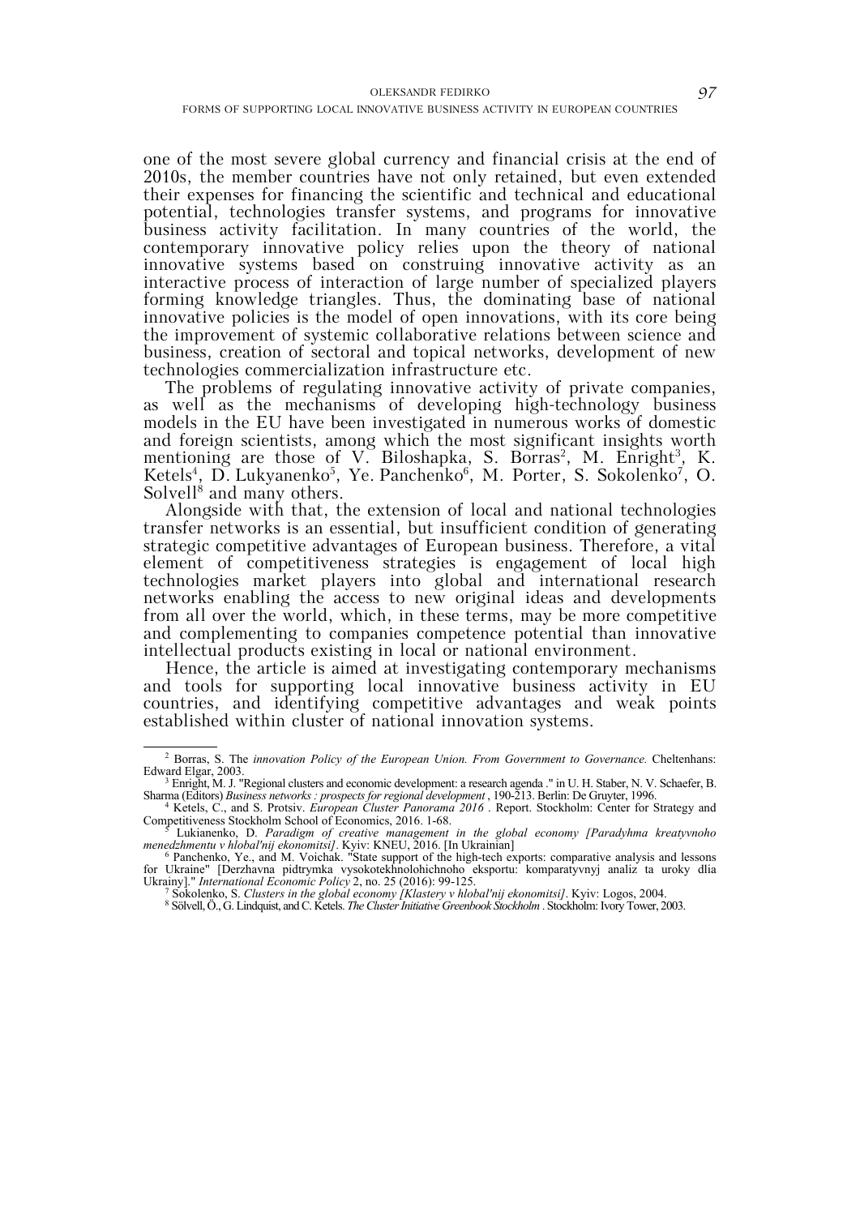one of the most severe global currency and financial crisis at the end of 2010s, the member countries have not only retained, but even extended their expenses for financing the scientific and technical and educational potential, technologies transfer systems, and programs for innovative business activity facilitation. In many countries of the world, the contemporary innovative policy relies upon the theory of national innovative systems based on construing innovative activity as an interactive process of interaction of large number of specialized players forming knowledge triangles. Thus, the dominating base of national innovative policies is the model of open innovations, with its core being the improvement of systemic collaborative relations between science and business, creation of sectoral and topical networks, development of new technologies commercialization infrastructure etc.

The problems of regulating innovative activity of private companies, as well as the mechanisms of developing high-technology business models in the EU have been investigated in numerous works of domestic and foreign scientists, among which the most significant insights worth mentioning are those of V. Biloshapka, S. Borras[2], M. Enright[3], K. Ketels[4], D. Lukyanenko[5], Ye. Panchenko[6], M. Porter, S. Sokolenko[7], O. Solvell[8] and many others.

Alongside with that, the extension of local and national technologies transfer networks is an essential, but insufficient condition of generating strategic competitive advantages of European business. Therefore, a vital element of competitiveness strategies is engagement of local high technologies market players into global and international research networks enabling the access to new original ideas and developments from all over the world, which, in these terms, may be more competitive and complementing to companies competence potential than innovative intellectual products existing in local or national environment.

Hence, the article is aimed at investigating contemporary mechanisms and tools for supporting local innovative business activity in EU countries, and identifying competitive advantages and weak points established within cluster of national innovation systems.

---

[2] Borras, S. The *innovation Policy of the European Union. From Government to Governance.* Cheltenhans: Edward Elgar, 2003.

[3] Enright, M. J. "Regional clusters and economic development: a research agenda ." in U. H. Staber, N. V. Schaefer, B. Sharma (Editors) *Business networks : prospects for regional development* , 190-213. Berlin: De Gruyter, 1996.

[4] Ketels, C., and S. Protsiv. *European Cluster Panorama 2016* . Report. Stockholm: Center for Strategy and Competitiveness Stockholm School of Economics, 2016. 1-68.

[5] Lukianenko, D. *Paradigm of creative management in the global economy [Paradyhma kreatyvnoho menedzhmentu v hlobal'nij ekonomitsi]*. Kyiv: KNEU, 2016. [In Ukrainian]

[6] Panchenko, Ye., and M. Voichak. "State support of the high-tech exports: comparative analysis and lessons for Ukraine" [Derzhavna pidtrymka vysokotekhnolohichnoho eksportu: komparatyvnyj analiz ta uroky dlia Ukrainy]." *International Economic Policy* 2, no. 25 (2016): 99-125.

[7] Sokolenko, S. *Clusters in the global economy [Klastery v hlobal'nij ekonomitsi]*. Kyiv: Logos, 2004.

[8] Sölvell, Ö., G. Lindquist, and C. Ketels. *The Cluster Initiative Greenbook Stockholm* . Stockholm: Ivory Tower, 2003.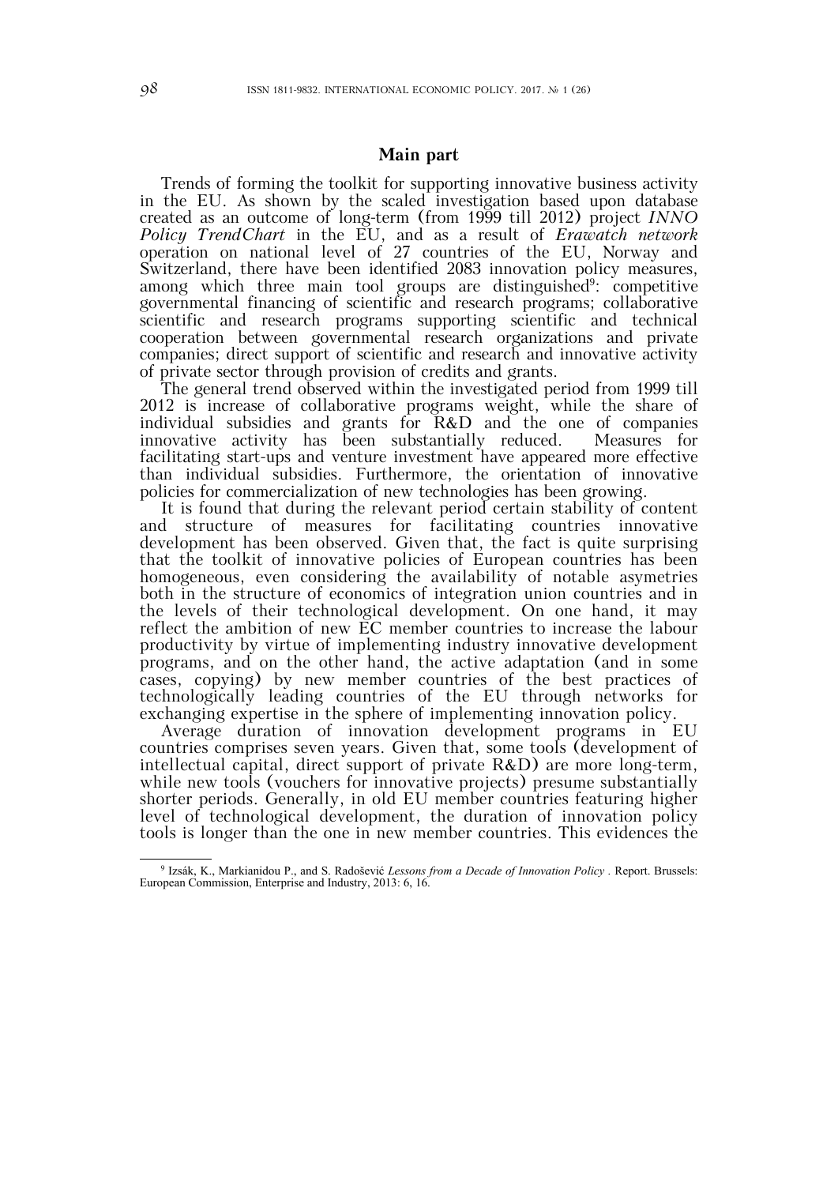## Main part

Trends of forming the toolkit for supporting innovative business activity in the EU. As shown by the scaled investigation based upon database created as an outcome of long-term (from 1999 till 2012) project *INNO Policy TrendChart* in the EU, and as a result of *Erawatch network* operation on national level of 27 countries of the EU, Norway and Switzerland, there have been identified 2083 innovation policy measures, among which three main tool groups are distinguished[9]: competitive governmental financing of scientific and research programs; collaborative scientific and research programs supporting scientific and technical cooperation between governmental research organizations and private companies; direct support of scientific and research and innovative activity of private sector through provision of credits and grants.

The general trend observed within the investigated period from 1999 till 2012 is increase of collaborative programs weight, while the share of individual subsidies and grants for R&D and the one of companies innovative activity has been substantially reduced. Measures for facilitating start-ups and venture investment have appeared more effective than individual subsidies. Furthermore, the orientation of innovative policies for commercialization of new technologies has been growing.

It is found that during the relevant period certain stability of content and structure of measures for facilitating countries innovative development has been observed. Given that, the fact is quite surprising that the toolkit of innovative policies of European countries has been homogeneous, even considering the availability of notable asymetries both in the structure of economics of integration union countries and in the levels of their technological development. On one hand, it may reflect the ambition of new EC member countries to increase the labour productivity by virtue of implementing industry innovative development programs, and on the other hand, the active adaptation (and in some cases, copying) by new member countries of the best practices of technologically leading countries of the EU through networks for exchanging expertise in the sphere of implementing innovation policy.

Average duration of innovation development programs in EU countries comprises seven years. Given that, some tools (development of intellectual capital, direct support of private R&D) are more long-term, while new tools (vouchers for innovative projects) presume substantially shorter periods. Generally, in old EU member countries featuring higher level of technological development, the duration of innovation policy tools is longer than the one in new member countries. This evidences the

---

[9] Izsák, K., Markianidou P., and S. Radošević *Lessons from a Decade of Innovation Policy* . Report. Brussels: European Commission, Enterprise and Industry, 2013: 6, 16.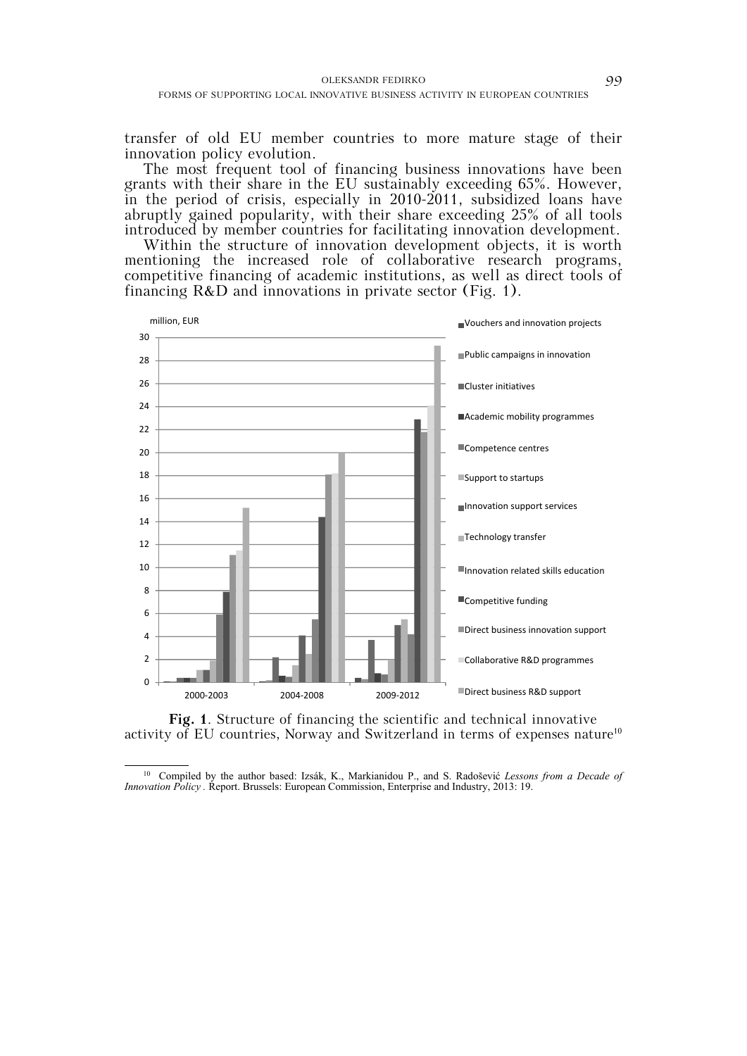transfer of old EU member countries to more mature stage of their innovation policy evolution.

The most frequent tool of financing business innovations have been grants with their share in the EU sustainably exceeding 65%. However, in the period of crisis, especially in 2010-2011, subsidized loans have abruptly gained popularity, with their share exceeding 25% of all tools introduced by member countries for facilitating innovation development.

Within the structure of innovation development objects, it is worth mentioning the increased role of collaborative research programs, competitive financing of academic institutions, as well as direct tools of financing R&D and innovations in private sector (Fig. 1).

**Fig. 1**. Structure of financing the scientific and technical innovative activity of EU countries, Norway and Switzerland in terms of expenses nature[10]

---

[10] Compiled by the author based: Izsák, K., Markianidou P., and S. Radošević *Lessons from a Decade of Innovation Policy*. Report. Brussels: European Commission, Enterprise and Industry, 2013: 19.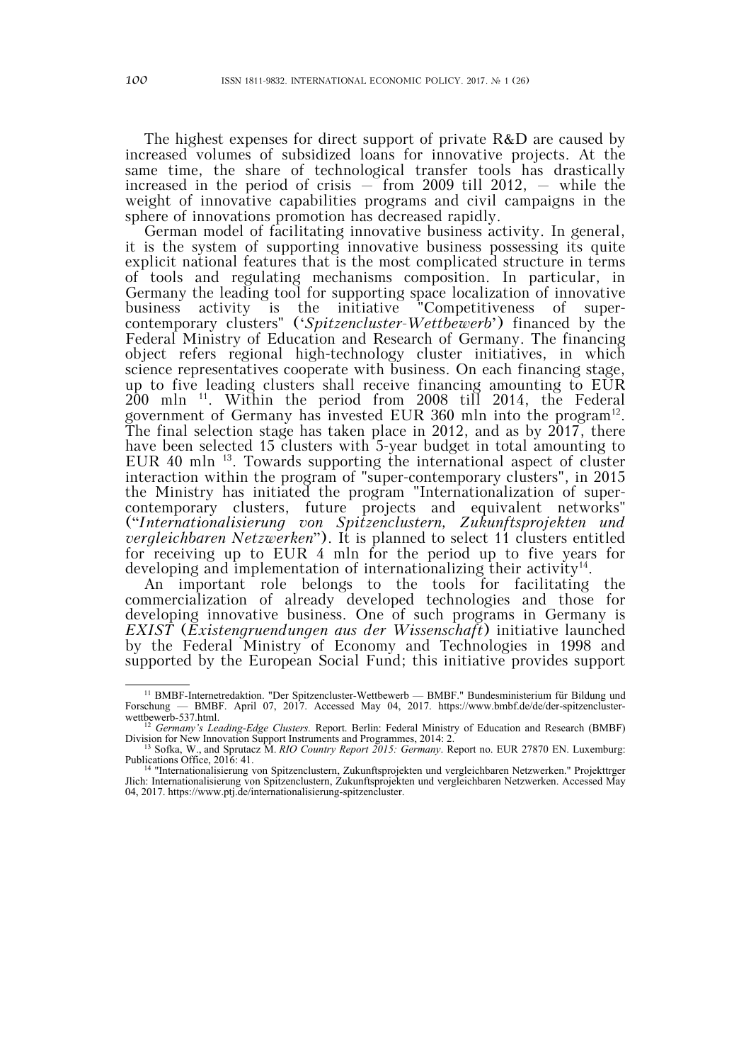The highest expenses for direct support of private R&D are caused by increased volumes of subsidized loans for innovative projects. At the same time, the share of technological transfer tools has drastically increased in the period of crisis – from 2009 till 2012, – while the weight of innovative capabilities programs and civil campaigns in the sphere of innovations promotion has decreased rapidly.

German model of facilitating innovative business activity. In general, it is the system of supporting innovative business possessing its quite explicit national features that is the most complicated structure in terms of tools and regulating mechanisms composition. In particular, in Germany the leading tool for supporting space localization of innovative business activity is the initiative "Competitiveness of super-contemporary clusters" (‘*Spitzencluster-Wettbewerb*’) financed by the Federal Ministry of Education and Research of Germany. The financing object refers regional high-technology cluster initiatives, in which science representatives cooperate with business. On each financing stage, up to five leading clusters shall receive financing amounting to EUR 200 mln [11]. Within the period from 2008 till 2014, the Federal government of Germany has invested EUR 360 mln into the program[12]. The final selection stage has taken place in 2012, and as by 2017, there have been selected 15 clusters with 5-year budget in total amounting to EUR 40 mln [13]. Towards supporting the international aspect of cluster interaction within the program of "super-contemporary clusters", in 2015 the Ministry has initiated the program "Internationalization of super-contemporary clusters, future projects and equivalent networks" (“*Internationalisierung von Spitzenclustern, Zukunftsprojekten und vergleichbaren Netzwerken*”). It is planned to select 11 clusters entitled for receiving up to EUR 4 mln for the period up to five years for developing and implementation of internationalizing their activity[14].

An important role belongs to the tools for facilitating the commercialization of already developed technologies and those for developing innovative business. One of such programs in Germany is *EXIST* (*Existengruendungen aus der Wissenschaft*) initiative launched by the Federal Ministry of Economy and Technologies in 1998 and supported by the European Social Fund; this initiative provides support

---

[11] BMBF-Internetredaktion. "Der Spitzencluster-Wettbewerb — BMBF." Bundesministerium für Bildung und Forschung — BMBF. April 07, 2017. Accessed May 04, 2017. https://www.bmbf.de/de/der-spitzencluster-wettbewerb-537.html.

[12] *Germany's Leading-Edge Clusters.* Report. Berlin: Federal Ministry of Education and Research (BMBF) Division for New Innovation Support Instruments and Programmes, 2014: 2.

[13] Sofka, W., and Sprutacz M. *RIO Country Report 2015: Germany*. Report no. EUR 27870 EN. Luxemburg: Publications Office, 2016: 41.

[14] "Internationalisierung von Spitzenclustern, Zukunftsprojekten und vergleichbaren Netzwerken." Projekttrger Jlich: Internationalisierung von Spitzenclustern, Zukunftsprojekten und vergleichbaren Netzwerken. Accessed May 04, 2017. https://www.ptj.de/internationalisierung-spitzencluster.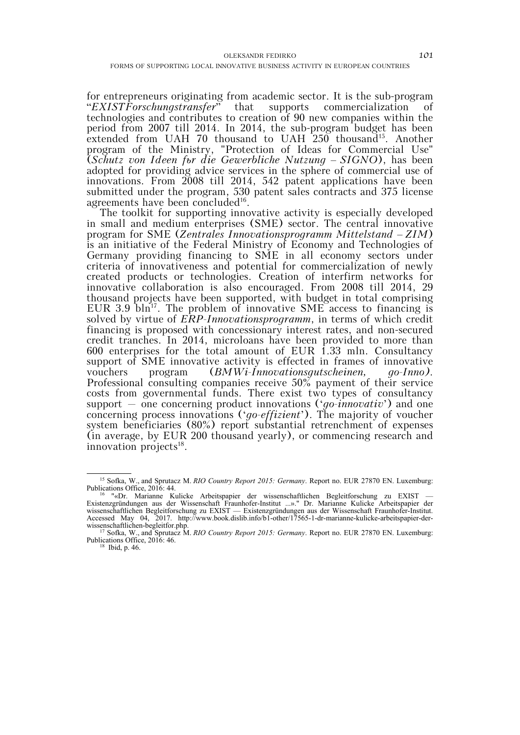for entrepreneurs originating from academic sector. It is the sub-program "*EXISTForschungstransfer*" that supports commercialization of technologies and contributes to creation of 90 new companies within the period from 2007 till 2014. In 2014, the sub-program budget has been extended from UAH 70 thousand to UAH 250 thousand[15]. Another program of the Ministry, "Protection of Ideas for Commercial Use" (*Schutz von Ideen fьr die Gewerbliche Nutzung – SIGNO*), has been adopted for providing advice services in the sphere of commercial use of innovations. From 2008 till 2014, 542 patent applications have been submitted under the program, 530 patent sales contracts and 375 license agreements have been concluded[16].

The toolkit for supporting innovative activity is especially developed in small and medium enterprises (SME) sector. The central innovative program for SME (*Zentrales Innovationsprogramm Mittelstand – ZIM*) is an initiative of the Federal Ministry of Economy and Technologies of Germany providing financing to SME in all economy sectors under criteria of innovativeness and potential for commercialization of newly created products or technologies. Creation of interfirm networks for innovative collaboration is also encouraged. From 2008 till 2014, 29 thousand projects have been supported, with budget in total comprising EUR 3.9 bln[17]. The problem of innovative SME access to financing is solved by virtue of *ERP-Innovationsprogramm*, in terms of which credit financing is proposed with concessionary interest rates, and non-secured credit tranches. In 2014, microloans have been provided to more than 600 enterprises for the total amount of EUR 1.33 mln. Consultancy support of SME innovative activity is effected in frames of innovative vouchers program (*BMWi-Innovationsgutscheinen, go-Inno)*. Professional consulting companies receive 50% payment of their service costs from governmental funds. There exist two types of consultancy support – one concerning product innovations ('*go-innovativ*') and one concerning process innovations ('*go-effizient*'). The majority of voucher system beneficiaries (80%) report substantial retrenchment of expenses (in average, by EUR 200 thousand yearly), or commencing research and innovation projects[18].

---

[15] Sofka, W., and Sprutacz M. *RIO Country Report 2015: Germany*. Report no. EUR 27870 EN. Luxemburg: Publications Office, 2016: 44.

[16] "«Dr. Marianne Kulicke Arbeitspapier der wissenschaftlichen Begleitforschung zu EXIST — Existenzgründungen aus der Wissenschaft Fraunhofer-Institut ...»." Dr. Marianne Kulicke Arbeitspapier der wissenschaftlichen Begleitforschung zu EXIST — Existenzgründungen aus der Wissenschaft Fraunhofer-Institut. Accessed May 04, 2017. http://www.book.dislib.info/b1-other/17565-1-dr-marianne-kulicke-arbeitspapier-der-wissenschaftlichen-begleitfor.php.

[17] Sofka, W., and Sprutacz M. *RIO Country Report 2015: Germany*. Report no. EUR 27870 EN. Luxemburg: Publications Office, 2016: 46.

[18] Ibid, p. 46.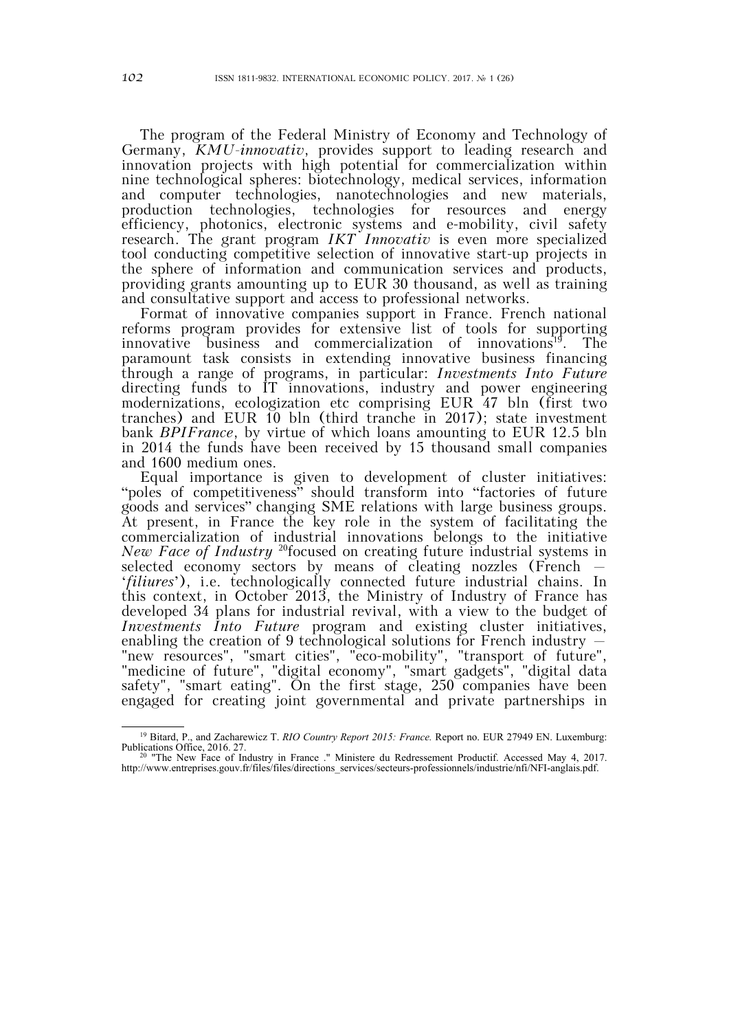The program of the Federal Ministry of Economy and Technology of Germany, *KMU-innovativ*, provides support to leading research and innovation projects with high potential for commercialization within nine technological spheres: biotechnology, medical services, information and computer technologies, nanotechnologies and new materials, production technologies, technologies for resources and energy efficiency, photonics, electronic systems and e-mobility, civil safety research. The grant program *IKT Innovativ* is even more specialized tool conducting competitive selection of innovative start-up projects in the sphere of information and communication services and products, providing grants amounting up to EUR 30 thousand, as well as training and consultative support and access to professional networks.

Format of innovative companies support in France. French national reforms program provides for extensive list of tools for supporting innovative business and commercialization of innovations[19]. The paramount task consists in extending innovative business financing through a range of programs, in particular: *Investments Into Future* directing funds to IT innovations, industry and power engineering modernizations, ecologization etc comprising EUR 47 bln (first two tranches) and EUR 10 bln (third tranche in 2017); state investment bank *BPIFrance*, by virtue of which loans amounting to EUR 12.5 bln in 2014 the funds have been received by 15 thousand small companies and 1600 medium ones.

Equal importance is given to development of cluster initiatives: "poles of competitiveness" should transform into "factories of future goods and services" changing SME relations with large business groups. At present, in France the key role in the system of facilitating the commercialization of industrial innovations belongs to the initiative *New Face of Industry* [20]focused on creating future industrial systems in selected economy sectors by means of cleating nozzles (French – '*filiures*'), i.e. technologically connected future industrial chains. In this context, in October 2013, the Ministry of Industry of France has developed 34 plans for industrial revival, with a view to the budget of *Investments Into Future* program and existing cluster initiatives, enabling the creation of 9 technological solutions for French industry – "new resources", "smart cities", "eco-mobility", "transport of future", "medicine of future", "digital economy", "smart gadgets", "digital data safety", "smart eating". On the first stage, 250 companies have been engaged for creating joint governmental and private partnerships in

---

[19] Bitard, P., and Zacharewicz T. *RIO Country Report 2015: France.* Report no. EUR 27949 EN. Luxemburg: Publications Office, 2016. 27.

[20] "The New Face of Industry in France ." Ministere du Redressement Productif. Accessed May 4, 2017. http://www.entreprises.gouv.fr/files/files/directions_services/secteurs-professionnels/industrie/nfi/NFI-anglais.pdf.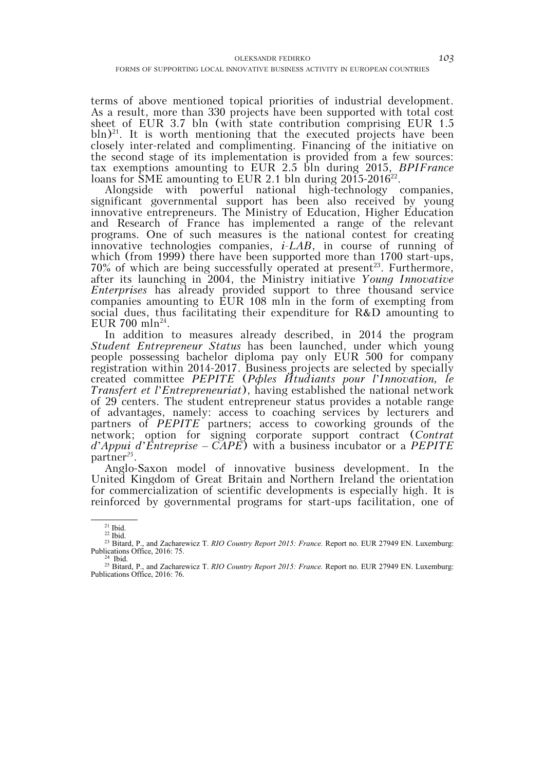terms of above mentioned topical priorities of industrial development. As a result, more than 330 projects have been supported with total cost sheet of EUR 3.7 bln (with state contribution comprising EUR 1.5 bln)[21]. It is worth mentioning that the executed projects have been closely inter-related and complimenting. Financing of the initiative on the second stage of its implementation is provided from a few sources: tax exemptions amounting to EUR 2.5 bln during 2015, *BPIFrance* loans for SME amounting to EUR 2.1 bln during 2015-2016[22].

Alongside with powerful national high-technology companies, significant governmental support has been also received by young innovative entrepreneurs. The Ministry of Education, Higher Education and Research of France has implemented a range of the relevant programs. One of such measures is the national contest for creating innovative technologies companies, *i-LAB*, in course of running of which (from 1999) there have been supported more than 1700 start-ups, 70% of which are being successfully operated at present[23]. Furthermore, after its launching in 2004, the Ministry initiative *Young Innovative Enterprises* has already provided support to three thousand service companies amounting to EUR 108 mln in the form of exempting from social dues, thus facilitating their expenditure for R&D amounting to EUR 700 mln[24].

In addition to measures already described, in 2014 the program *Student Entrepreneur Status* has been launched, under which young people possessing bachelor diploma pay only EUR 500 for company registration within 2014-2017. Business projects are selected by specially created committee *PEPITE* (*Pфles Йtudiants pour l'Innovation, le Transfert et l'Entrepreneuriat*), having established the national network of 29 centers. The student entrepreneur status provides a notable range of advantages, namely: access to coaching services by lecturers and partners of *PEPITE* partners; access to coworking grounds of the network; option for signing corporate support contract (*Contrat d'Appui d'Entreprise – CAPE*) with a business incubator or a *PEPITE* partner[25].

Anglo-Saxon model of innovative business development. In the United Kingdom of Great Britain and Northern Ireland the orientation for commercialization of scientific developments is especially high. It is reinforced by governmental programs for start-ups facilitation, one of

---

[21] Ibid.

[22] Ibid.

[23] Bitard, P., and Zacharewicz T. *RIO Country Report 2015: France.* Report no. EUR 27949 EN. Luxemburg: Publications Office, 2016: 75.

[24] Ibid.

[25] Bitard, P., and Zacharewicz T. *RIO Country Report 2015: France.* Report no. EUR 27949 EN. Luxemburg: Publications Office, 2016: 76.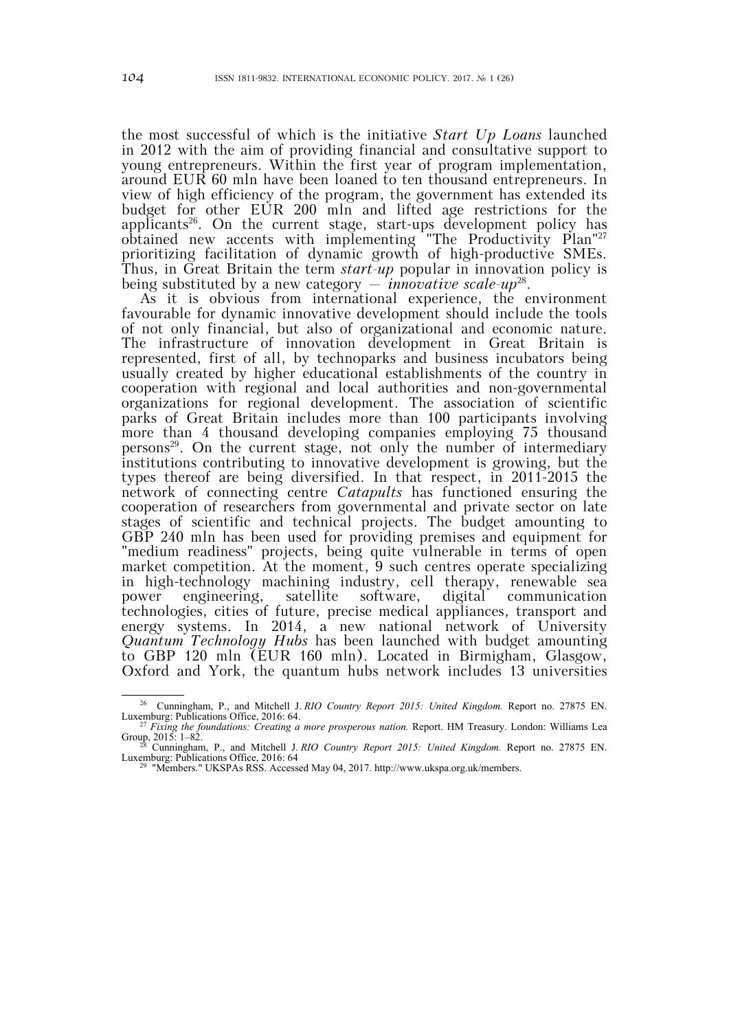the most successful of which is the initiative *Start Up Loans* launched in 2012 with the aim of providing financial and consultative support to young entrepreneurs. Within the first year of program implementation, around EUR 60 mln have been loaned to ten thousand entrepreneurs. In view of high efficiency of the program, the government has extended its budget for other EUR 200 mln and lifted age restrictions for the applicants[26]. On the current stage, start-ups development policy has obtained new accents with implementing "The Productivity Plan"[27] prioritizing facilitation of dynamic growth of high-productive SMEs. Thus, in Great Britain the term *start-up* popular in innovation policy is being substituted by a new category — *innovative scale-up*[28].

As it is obvious from international experience, the environment favourable for dynamic innovative development should include the tools of not only financial, but also of organizational and economic nature. The infrastructure of innovation development in Great Britain is represented, first of all, by technoparks and business incubators being usually created by higher educational establishments of the country in cooperation with regional and local authorities and non-governmental organizations for regional development. The association of scientific parks of Great Britain includes more than 100 participants involving more than 4 thousand developing companies employing 75 thousand persons[29]. On the current stage, not only the number of intermediary institutions contributing to innovative development is growing, but the types thereof are being diversified. In that respect, in 2011-2015 the network of connecting centre *Catapults* has functioned ensuring the cooperation of researchers from governmental and private sector on late stages of scientific and technical projects. The budget amounting to GBP 240 mln has been used for providing premises and equipment for "medium readiness" projects, being quite vulnerable in terms of open market competition. At the moment, 9 such centres operate specializing in high-technology machining industry, cell therapy, renewable sea power engineering, satellite software, digital communication technologies, cities of future, precise medical appliances, transport and energy systems. In 2014, a new national network of University *Quantum Technology Hubs* has been launched with budget amounting to GBP 120 mln (EUR 160 mln). Located in Birmigham, Glasgow, Oxford and York, the quantum hubs network includes 13 universities

---

[26] Cunningham, P., and Mitchell J. *RIO Country Report 2015: United Kingdom.* Report no. 27875 EN. Luxemburg: Publications Office, 2016: 64.

[27] *Fixing the foundations: Creating a more prosperous nation.* Report. HM Treasury. London: Williams Lea Group, 2015: 1–82.

[28] Cunningham, P., and Mitchell J. *RIO Country Report 2015: United Kingdom.* Report no. 27875 EN. Luxemburg: Publications Office, 2016: 64

[29] "Members." UKSPAs RSS. Accessed May 04, 2017. http://www.ukspa.org.uk/members.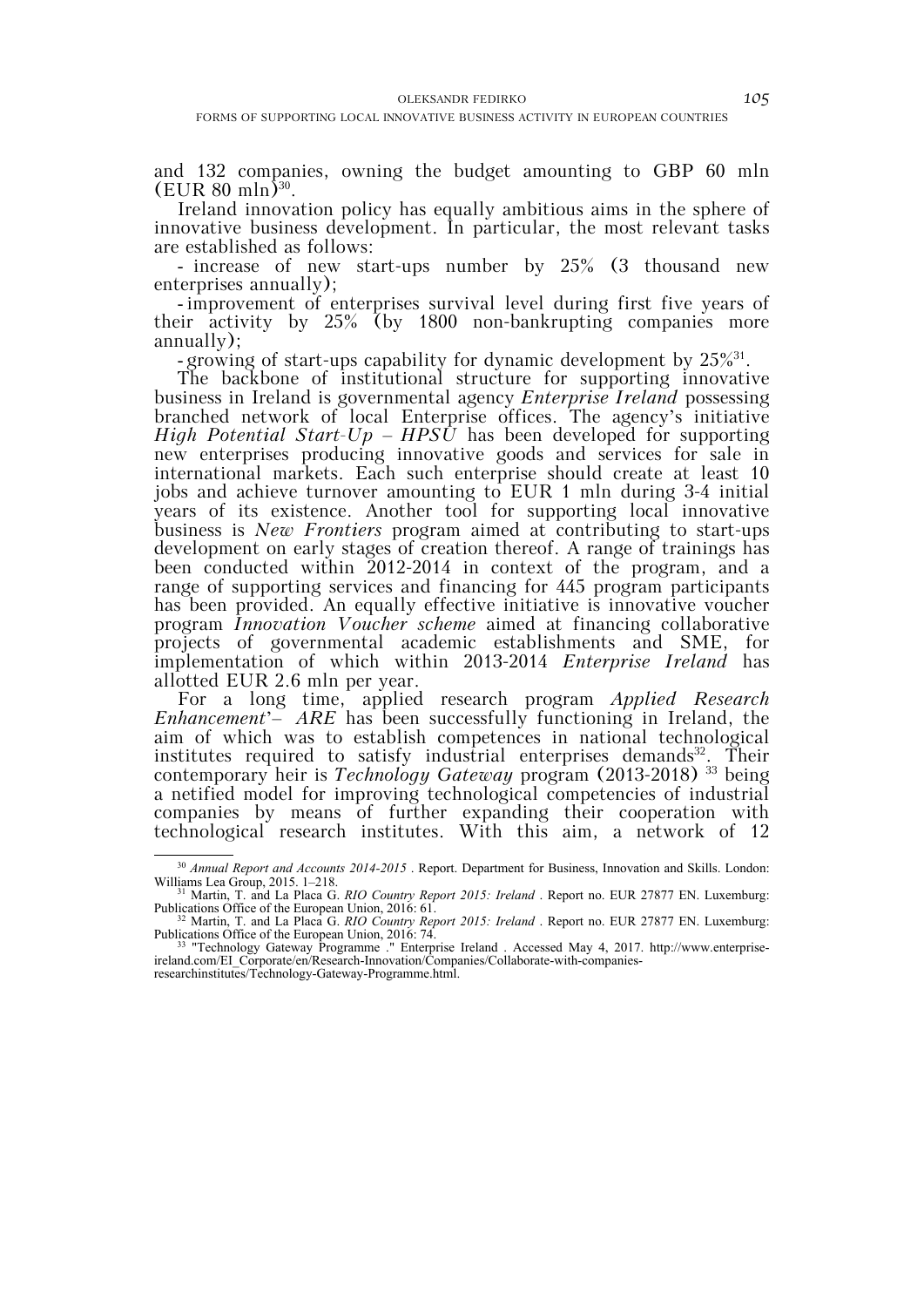and 132 companies, owning the budget amounting to GBP 60 mln (EUR 80 mln)[30].

Ireland innovation policy has equally ambitious aims in the sphere of innovative business development. In particular, the most relevant tasks are established as follows:

- increase of new start-ups number by 25% (3 thousand new enterprises annually);
- improvement of enterprises survival level during first five years of their activity by 25% (by 1800 non-bankrupting companies more annually);
- growing of start-ups capability for dynamic development by 25%[31].

The backbone of institutional structure for supporting innovative business in Ireland is governmental agency *Enterprise Ireland* possessing branched network of local Enterprise offices. The agency's initiative *High Potential Start-Up – HPSU* has been developed for supporting new enterprises producing innovative goods and services for sale in international markets. Each such enterprise should create at least 10 jobs and achieve turnover amounting to EUR 1 mln during 3-4 initial years of its existence. Another tool for supporting local innovative business is *New Frontiers* program aimed at contributing to start-ups development on early stages of creation thereof. A range of trainings has been conducted within 2012-2014 in context of the program, and a range of supporting services and financing for 445 program participants has been provided. An equally effective initiative is innovative voucher program *Innovation Voucher scheme* aimed at financing collaborative projects of governmental academic establishments and SME, for implementation of which within 2013-2014 *Enterprise Ireland* has allotted EUR 2.6 mln per year.

For a long time, applied research program *Applied Research Enhancement'– ARE* has been successfully functioning in Ireland, the aim of which was to establish competences in national technological institutes required to satisfy industrial enterprises demands[32]. Their contemporary heir is *Technology Gateway* program (2013-2018) [33] being a netified model for improving technological competencies of industrial companies by means of further expanding their cooperation with technological research institutes. With this aim, a network of 12

---

[30] *Annual Report and Accounts 2014-2015* . Report. Department for Business, Innovation and Skills. London: Williams Lea Group, 2015. 1–218.

[31] Martin, T. and La Placa G. *RIO Country Report 2015: Ireland* . Report no. EUR 27877 EN. Luxemburg: Publications Office of the European Union, 2016: 61.

[32] Martin, T. and La Placa G. *RIO Country Report 2015: Ireland* . Report no. EUR 27877 EN. Luxemburg: Publications Office of the European Union, 2016: 74.

[33] "Technology Gateway Programme ." Enterprise Ireland . Accessed May 4, 2017. http://www.enterprise-ireland.com/EI_Corporate/en/Research-Innovation/Companies/Collaborate-with-companies-researchinstitutes/Technology-Gateway-Programme.html.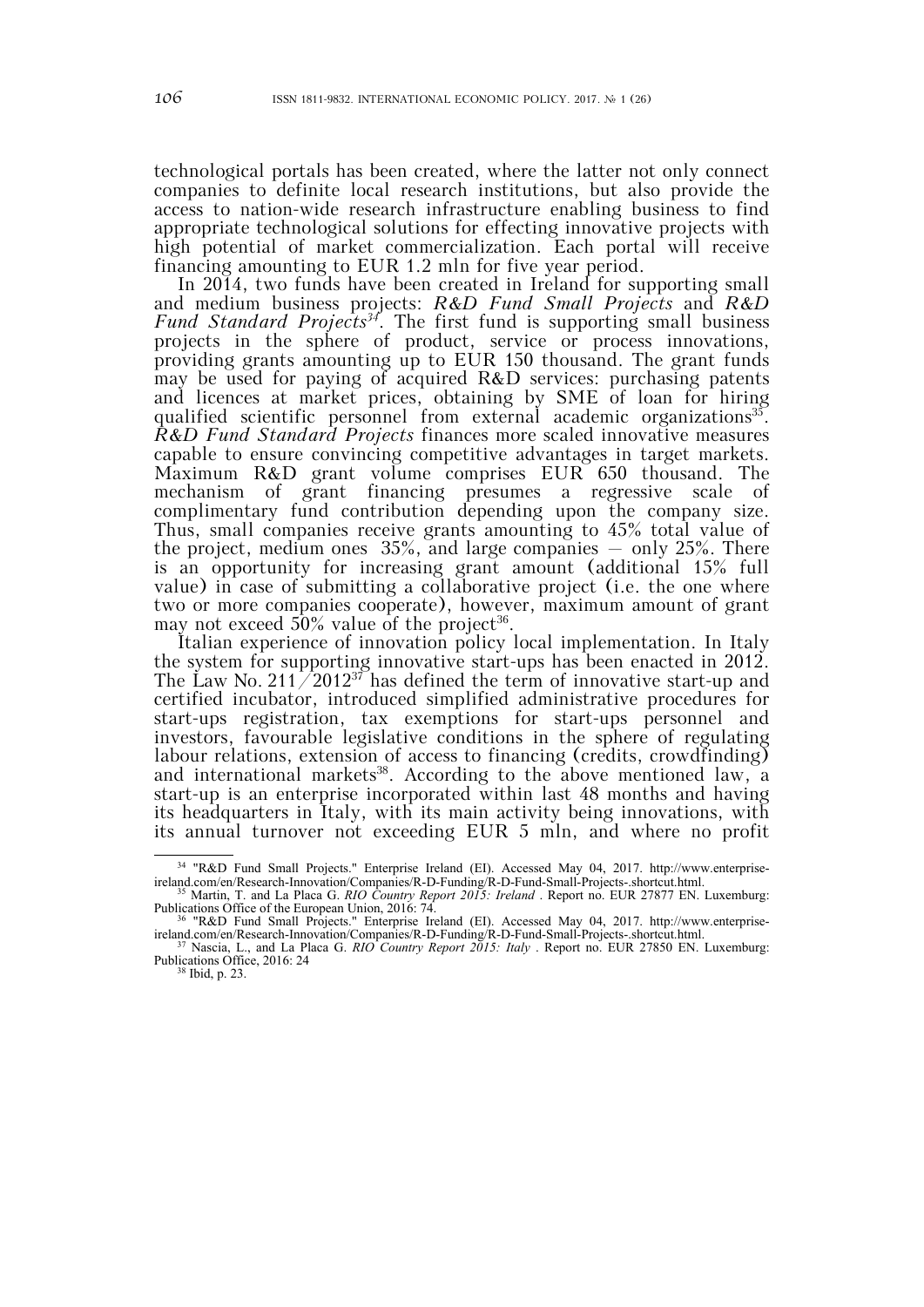technological portals has been created, where the latter not only connect companies to definite local research institutions, but also provide the access to nation-wide research infrastructure enabling business to find appropriate technological solutions for effecting innovative projects with high potential of market commercialization. Each portal will receive financing amounting to EUR 1.2 mln for five year period.

In 2014, two funds have been created in Ireland for supporting small and medium business projects: *R&D Fund Small Projects* and *R&D Fund Standard Projects*[34]. The first fund is supporting small business projects in the sphere of product, service or process innovations, providing grants amounting up to EUR 150 thousand. The grant funds may be used for paying of acquired R&D services: purchasing patents and licences at market prices, obtaining by SME of loan for hiring qualified scientific personnel from external academic organizations[35]. *R&D Fund Standard Projects* finances more scaled innovative measures capable to ensure convincing competitive advantages in target markets. Maximum R&D grant volume comprises EUR 650 thousand. The mechanism of grant financing presumes a regressive scale of complimentary fund contribution depending upon the company size. Thus, small companies receive grants amounting to 45% total value of the project, medium ones 35%, and large companies – only 25%. There is an opportunity for increasing grant amount (additional 15% full value) in case of submitting a collaborative project (i.e. the one where two or more companies cooperate), however, maximum amount of grant may not exceed 50% value of the project[36].

Italian experience of innovation policy local implementation. In Italy the system for supporting innovative start-ups has been enacted in 2012. The Law No. 211/2012[37] has defined the term of innovative start-up and certified incubator, introduced simplified administrative procedures for start-ups registration, tax exemptions for start-ups personnel and investors, favourable legislative conditions in the sphere of regulating labour relations, extension of access to financing (credits, crowdfinding) and international markets[38]. According to the above mentioned law, a start-up is an enterprise incorporated within last 48 months and having its headquarters in Italy, with its main activity being innovations, with its annual turnover not exceeding EUR 5 mln, and where no profit

---

[34] "R&D Fund Small Projects." Enterprise Ireland (EI). Accessed May 04, 2017. http://www.enterprise-ireland.com/en/Research-Innovation/Companies/R-D-Funding/R-D-Fund-Small-Projects-.shortcut.html.

[35] Martin, T. and La Placa G. *RIO Country Report 2015: Ireland* . Report no. EUR 27877 EN. Luxemburg: Publications Office of the European Union, 2016: 74.

[36] "R&D Fund Small Projects." Enterprise Ireland (EI). Accessed May 04, 2017. http://www.enterprise-ireland.com/en/Research-Innovation/Companies/R-D-Funding/R-D-Fund-Small-Projects-.shortcut.html.

[37] Nascia, L., and La Placa G. *RIO Country Report 2015: Italy* . Report no. EUR 27850 EN. Luxemburg: Publications Office, 2016: 24

[38] Ibid, p. 23.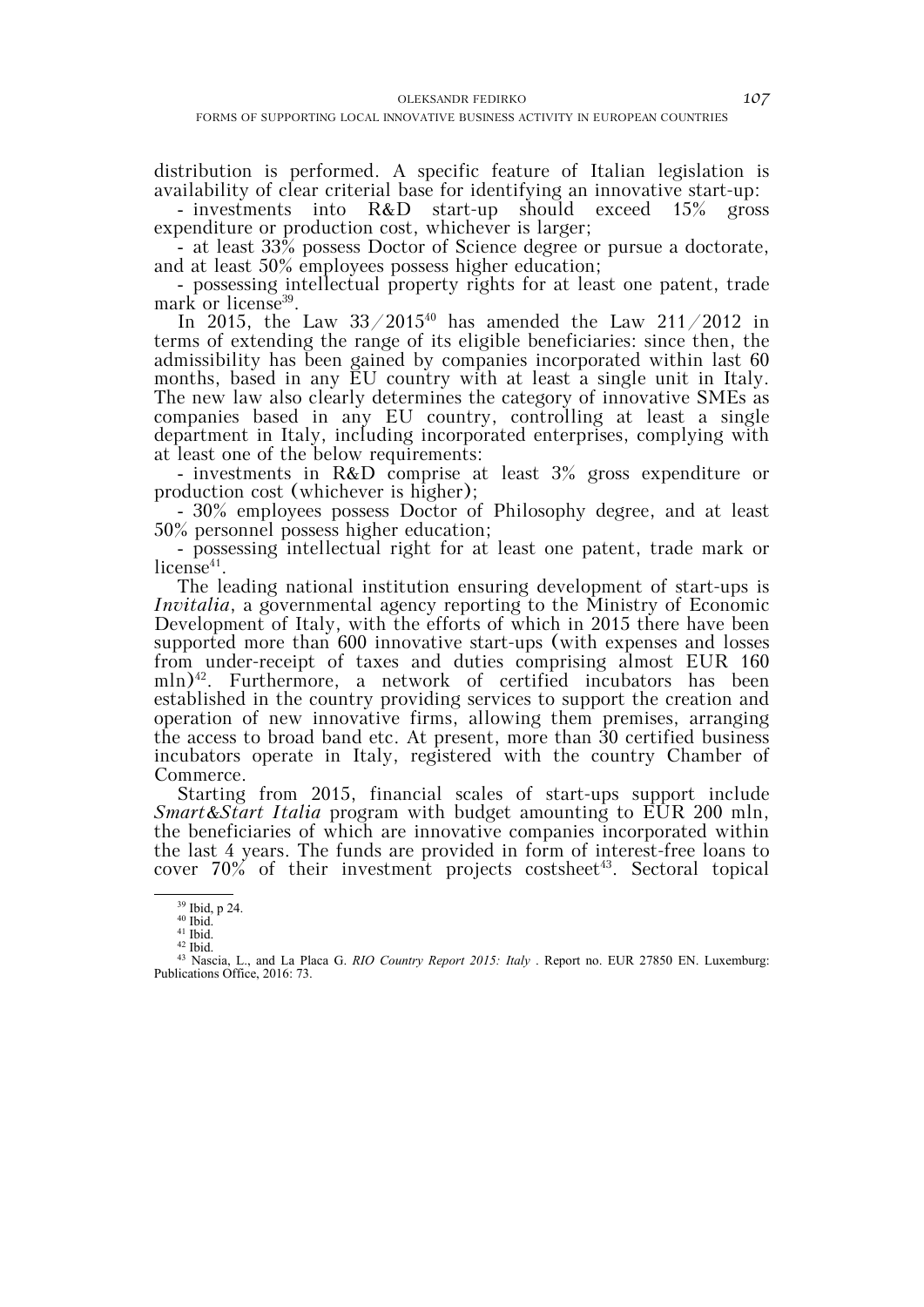distribution is performed. A specific feature of Italian legislation is availability of clear criterial base for identifying an innovative start-up:

- investments into R&D start-up should exceed 15% gross expenditure or production cost, whichever is larger;
- at least 33% possess Doctor of Science degree or pursue a doctorate, and at least 50% employees possess higher education;
- possessing intellectual property rights for at least one patent, trade mark or license[39].

In 2015, the Law 33/2015[40] has amended the Law 211/2012 in terms of extending the range of its eligible beneficiaries: since then, the admissibility has been gained by companies incorporated within last 60 months, based in any EU country with at least a single unit in Italy. The new law also clearly determines the category of innovative SMEs as companies based in any EU country, controlling at least a single department in Italy, including incorporated enterprises, complying with at least one of the below requirements:

- investments in R&D comprise at least 3% gross expenditure or production cost (whichever is higher);
- 30% employees possess Doctor of Philosophy degree, and at least 50% personnel possess higher education;
- possessing intellectual right for at least one patent, trade mark or license[41].

The leading national institution ensuring development of start-ups is *Invitalia*, a governmental agency reporting to the Ministry of Economic Development of Italy, with the efforts of which in 2015 there have been supported more than 600 innovative start-ups (with expenses and losses from under-receipt of taxes and duties comprising almost EUR 160 mln)[42]. Furthermore, a network of certified incubators has been established in the country providing services to support the creation and operation of new innovative firms, allowing them premises, arranging the access to broad band etc. At present, more than 30 certified business incubators operate in Italy, registered with the country Chamber of Commerce.

Starting from 2015, financial scales of start-ups support include *Smart&Start Italia* program with budget amounting to EUR 200 mln, the beneficiaries of which are innovative companies incorporated within the last 4 years. The funds are provided in form of interest-free loans to cover 70% of their investment projects costsheet[43]. Sectoral topical

---

[39] Ibid, p 24.

[40] Ibid.

[41] Ibid.

[42] Ibid.

[43] Nascia, L., and La Placa G. *RIO Country Report 2015: Italy* . Report no. EUR 27850 EN. Luxemburg: Publications Office, 2016: 73.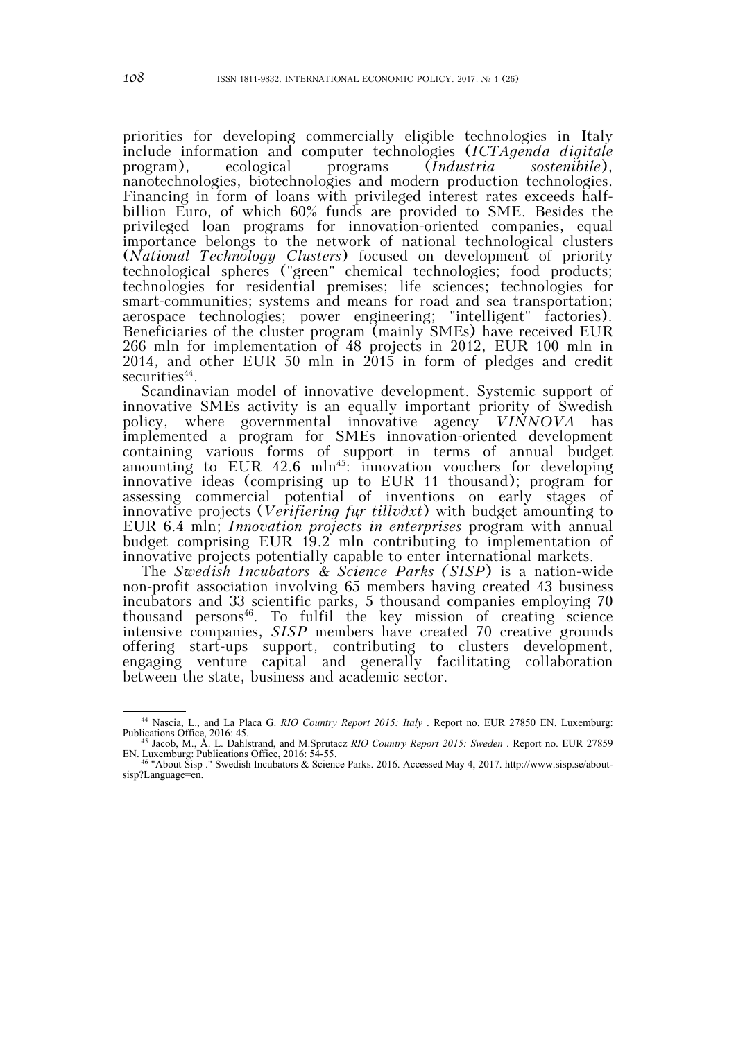priorities for developing commercially eligible technologies in Italy include information and computer technologies (*ICTAgenda digitale* program), ecological programs (*Industria sostenibile*), nanotechnologies, biotechnologies and modern production technologies. Financing in form of loans with privileged interest rates exceeds half-billion Euro, of which 60% funds are provided to SME. Besides the privileged loan programs for innovation-oriented companies, equal importance belongs to the network of national technological clusters (*National Technology Clusters*) focused on development of priority technological spheres ("green" chemical technologies; food products; technologies for residential premises; life sciences; technologies for smart-communities; systems and means for road and sea transportation; aerospace technologies; power engineering; "intelligent" factories). Beneficiaries of the cluster program (mainly SMEs) have received EUR 266 mln for implementation of 48 projects in 2012, EUR 100 mln in 2014, and other EUR 50 mln in 2015 in form of pledges and credit securities[44].

Scandinavian model of innovative development. Systemic support of innovative SMEs activity is an equally important priority of Swedish policy, where governmental innovative agency *VINNOVA* has implemented a program for SMEs innovation-oriented development containing various forms of support in terms of annual budget amounting to EUR 42.6 mln[45]: innovation vouchers for developing innovative ideas (comprising up to EUR 11 thousand); program for assessing commercial potential of inventions on early stages of innovative projects (*Verifiering fųr tillv∂xt*) with budget amounting to EUR 6.4 mln; *Innovation projects in enterprises* program with annual budget comprising EUR 19.2 mln contributing to implementation of innovative projects potentially capable to enter international markets.

The *Swedish Incubators & Science Parks (SISP)* is a nation-wide non-profit association involving 65 members having created 43 business incubators and 33 scientific parks, 5 thousand companies employing 70 thousand persons[46]. To fulfil the key mission of creating science intensive companies, *SISP* members have created 70 creative grounds offering start-ups support, contributing to clusters development, engaging venture capital and generally facilitating collaboration between the state, business and academic sector.

---

[44] Nascia, L., and La Placa G. *RIO Country Report 2015: Italy* . Report no. EUR 27850 EN. Luxemburg: Publications Office, 2016: 45.

[45] Jacob, M., Å. L. Dahlstrand, and M.Sprutacz *RIO Country Report 2015: Sweden* . Report no. EUR 27859 EN. Luxemburg: Publications Office, 2016: 54-55.

[46] "About Sisp ." Swedish Incubators & Science Parks. 2016. Accessed May 4, 2017. http://www.sisp.se/about-sisp?Language=en.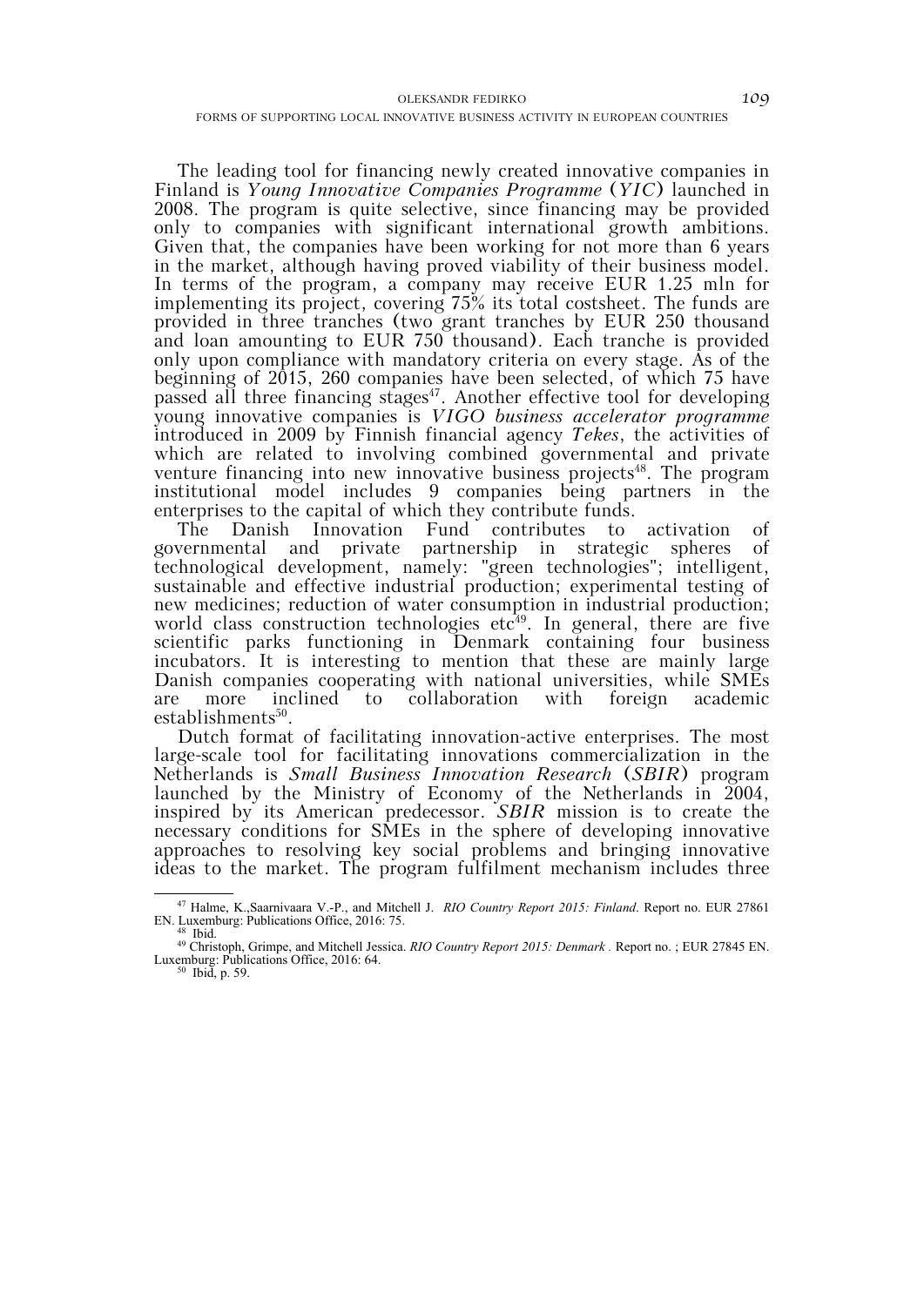The leading tool for financing newly created innovative companies in Finland is *Young Innovative Companies Programme* (*YIC*) launched in 2008. The program is quite selective, since financing may be provided only to companies with significant international growth ambitions. Given that, the companies have been working for not more than 6 years in the market, although having proved viability of their business model. In terms of the program, a company may receive EUR 1.25 mln for implementing its project, covering 75% its total costsheet. The funds are provided in three tranches (two grant tranches by EUR 250 thousand and loan amounting to EUR 750 thousand). Each tranche is provided only upon compliance with mandatory criteria on every stage. As of the beginning of 2015, 260 companies have been selected, of which 75 have passed all three financing stages[47]. Another effective tool for developing young innovative companies is *VIGO business accelerator programme* introduced in 2009 by Finnish financial agency *Tekes*, the activities of which are related to involving combined governmental and private venture financing into new innovative business projects[48]. The program institutional model includes 9 companies being partners in the enterprises to the capital of which they contribute funds.

The Danish Innovation Fund contributes to activation of governmental and private partnership in strategic spheres of technological development, namely: "green technologies"; intelligent, sustainable and effective industrial production; experimental testing of new medicines; reduction of water consumption in industrial production; world class construction technologies etc[49]. In general, there are five scientific parks functioning in Denmark containing four business incubators. It is interesting to mention that these are mainly large Danish companies cooperating with national universities, while SMEs are more inclined to collaboration with foreign academic establishments[50].

Dutch format of facilitating innovation-active enterprises. The most large-scale tool for facilitating innovations commercialization in the Netherlands is *Small Business Innovation Research* (*SBIR*) program launched by the Ministry of Economy of the Netherlands in 2004, inspired by its American predecessor. *SBIR* mission is to create the necessary conditions for SMEs in the sphere of developing innovative approaches to resolving key social problems and bringing innovative ideas to the market. The program fulfilment mechanism includes three

---

[47] Halme, K.,Saarnivaara V.-P., and Mitchell J. *RIO Country Report 2015: Finland*. Report no. EUR 27861 EN. Luxemburg: Publications Office, 2016: 75.

[48] Ibid.

[49] Christoph, Grimpe, and Mitchell Jessica. *RIO Country Report 2015: Denmark* . Report no. ; EUR 27845 EN. Luxemburg: Publications Office, 2016: 64.

[50] Ibid, p. 59.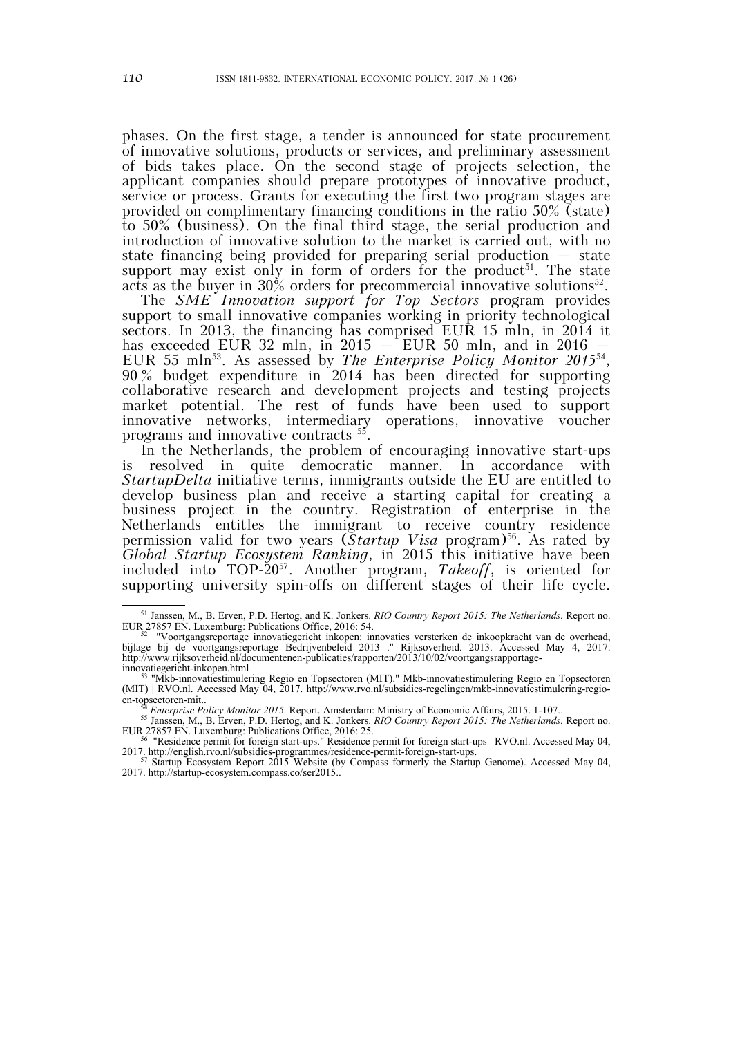phases. On the first stage, a tender is announced for state procurement of innovative solutions, products or services, and preliminary assessment of bids takes place. On the second stage of projects selection, the applicant companies should prepare prototypes of innovative product, service or process. Grants for executing the first two program stages are provided on complimentary financing conditions in the ratio 50% (state) to 50% (business). On the final third stage, the serial production and introduction of innovative solution to the market is carried out, with no state financing being provided for preparing serial production — state support may exist only in form of orders for the product[51]. The state acts as the buyer in 30% orders for precommercial innovative solutions[52].

The *SME Innovation support for Top Sectors* program provides support to small innovative companies working in priority technological sectors. In 2013, the financing has comprised EUR 15 mln, in 2014 it has exceeded EUR 32 mln, in 2015 — EUR 50 mln, and in 2016 — EUR 55 mln[53]. As assessed by *The Enterprise Policy Monitor 2015*[54], 90 % budget expenditure in 2014 has been directed for supporting collaborative research and development projects and testing projects market potential. The rest of funds have been used to support innovative networks, intermediary operations, innovative voucher programs and innovative contracts [55].

In the Netherlands, the problem of encouraging innovative start-ups is resolved in quite democratic manner. In accordance with *StartupDelta* initiative terms, immigrants outside the EU are entitled to develop business plan and receive a starting capital for creating a business project in the country. Registration of enterprise in the Netherlands entitles the immigrant to receive country residence permission valid for two years (*Startup Visa* program)[56]. As rated by *Global Startup Ecosystem Ranking*, in 2015 this initiative have been included into TOP-20[57]. Another program, *Takeoff*, is oriented for supporting university spin-offs on different stages of their life cycle.

---

[51] Janssen, M., B. Erven, P.D. Hertog, and K. Jonkers. *RIO Country Report 2015: The Netherlands*. Report no. EUR 27857 EN. Luxemburg: Publications Office, 2016: 54.

[52] "Voortgangsreportage innovatiegericht inkopen: innovaties versterken de inkoopkracht van de overhead, bijlage bij de voortgangsreportage Bedrijvenbeleid 2013 ." Rijksoverheid. 2013. Accessed May 4, 2017. http://www.rijksoverheid.nl/documentenen-publicaties/rapporten/2013/10/02/voortgangsrapportage-innovatiegericht-inkopen.html

[53] "Mkb-innovatiestimulering Regio en Topsectoren (MIT)." Mkb-innovatiestimulering Regio en Topsectoren (MIT) | RVO.nl. Accessed May 04, 2017. http://www.rvo.nl/subsidies-regelingen/mkb-innovatiestimulering-regio-en-topsectoren-mit..

[54] *Enterprise Policy Monitor 2015.* Report. Amsterdam: Ministry of Economic Affairs, 2015. 1-107..

[55] Janssen, M., B. Erven, P.D. Hertog, and K. Jonkers. *RIO Country Report 2015: The Netherlands*. Report no. EUR 27857 EN. Luxemburg: Publications Office, 2016: 25.

[56] "Residence permit for foreign start-ups." Residence permit for foreign start-ups | RVO.nl. Accessed May 04, 2017. http://english.rvo.nl/subsidies-programmes/residence-permit-foreign-start-ups.

[57] Startup Ecosystem Report 2015 Website (by Compass formerly the Startup Genome). Accessed May 04, 2017. http://startup-ecosystem.compass.co/ser2015..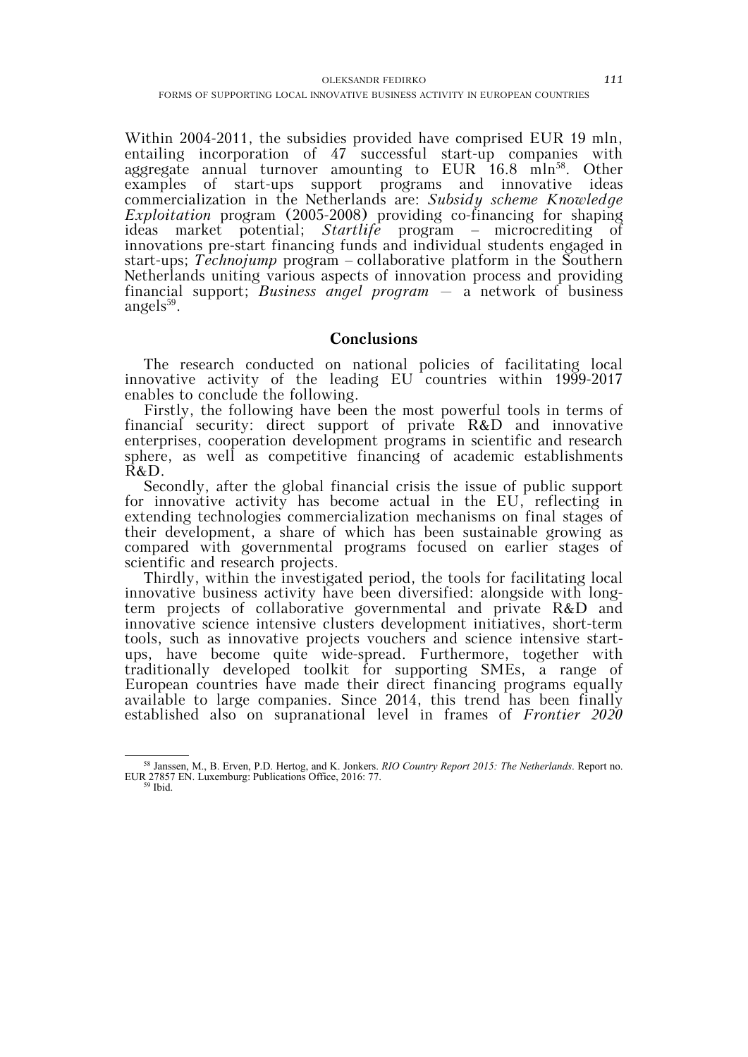Within 2004-2011, the subsidies provided have comprised EUR 19 mln, entailing incorporation of 47 successful start-up companies with aggregate annual turnover amounting to EUR 16.8 mln[58]. Other examples of start-ups support programs and innovative ideas commercialization in the Netherlands are: *Subsidy scheme Knowledge Exploitation* program (2005-2008) providing co-financing for shaping ideas market potential; *Startlife* program – microcrediting of innovations pre-start financing funds and individual students engaged in start-ups; *Technojump* program – collaborative platform in the Southern Netherlands uniting various aspects of innovation process and providing financial support; *Business angel program* – a network of business angels[59].

## Conclusions

The research conducted on national policies of facilitating local innovative activity of the leading EU countries within 1999-2017 enables to conclude the following.

Firstly, the following have been the most powerful tools in terms of financial security: direct support of private R&D and innovative enterprises, cooperation development programs in scientific and research sphere, as well as competitive financing of academic establishments R&D.

Secondly, after the global financial crisis the issue of public support for innovative activity has become actual in the EU, reflecting in extending technologies commercialization mechanisms on final stages of their development, a share of which has been sustainable growing as compared with governmental programs focused on earlier stages of scientific and research projects.

Thirdly, within the investigated period, the tools for facilitating local innovative business activity have been diversified: alongside with long-term projects of collaborative governmental and private R&D and innovative science intensive clusters development initiatives, short-term tools, such as innovative projects vouchers and science intensive start-ups, have become quite wide-spread. Furthermore, together with traditionally developed toolkit for supporting SMEs, a range of European countries have made their direct financing programs equally available to large companies. Since 2014, this trend has been finally established also on supranational level in frames of *Frontier 2020*

---

[58] Janssen, M., B. Erven, P.D. Hertog, and K. Jonkers. *RIO Country Report 2015: The Netherlands*. Report no. EUR 27857 EN. Luxemburg: Publications Office, 2016: 77.

[59] Ibid.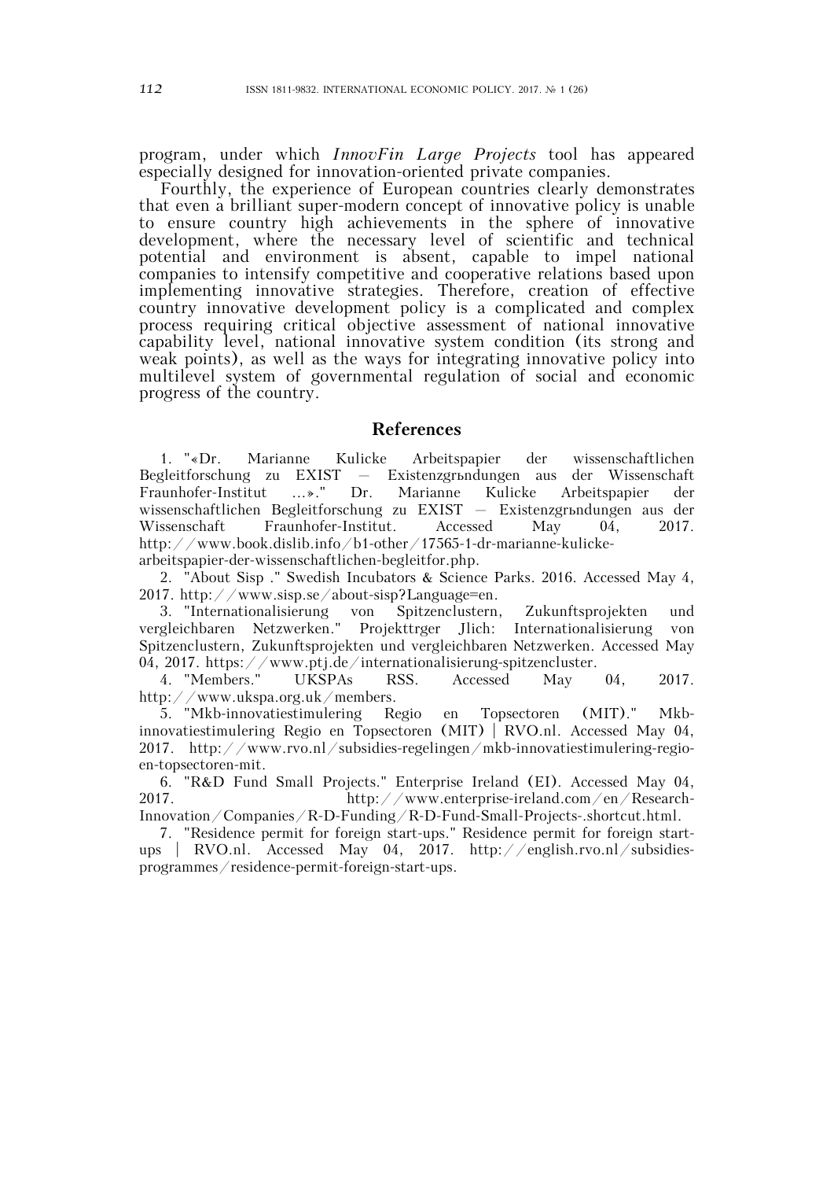program, under which *InnovFin Large Projects* tool has appeared especially designed for innovation-oriented private companies.

Fourthly, the experience of European countries clearly demonstrates that even a brilliant super-modern concept of innovative policy is unable to ensure country high achievements in the sphere of innovative development, where the necessary level of scientific and technical potential and environment is absent, capable to impel national companies to intensify competitive and cooperative relations based upon implementing innovative strategies. Therefore, creation of effective country innovative development policy is a complicated and complex process requiring critical objective assessment of national innovative capability level, national innovative system condition (its strong and weak points), as well as the ways for integrating innovative policy into multilevel system of governmental regulation of social and economic progress of the country.

## References

1. "«Dr. Marianne Kulicke Arbeitspapier der wissenschaftlichen Begleitforschung zu EXIST – Existenzgrьndungen aus der Wissenschaft Fraunhofer-Institut ...»." Dr. Marianne Kulicke Arbeitspapier der wissenschaftlichen Begleitforschung zu EXIST – Existenzgrьndungen aus der Wissenschaft Fraunhofer-Institut. Accessed May 04, 2017. http://www.book.dislib.info/b1-other/17565-1-dr-marianne-kulicke-arbeitspapier-der-wissenschaftlichen-begleitfor.php.
2. "About Sisp ." Swedish Incubators & Science Parks. 2016. Accessed May 4, 2017. http://www.sisp.se/about-sisp?Language=en.
3. "Internationalisierung von Spitzenclustern, Zukunftsprojekten und vergleichbaren Netzwerken." Projekttrger Jlich: Internationalisierung von Spitzenclustern, Zukunftsprojekten und vergleichbaren Netzwerken. Accessed May 04, 2017. https://www.ptj.de/internationalisierung-spitzencluster.
4. "Members." UKSPAs RSS. Accessed May 04, 2017. http://www.ukspa.org.uk/members.
5. "Mkb-innovatiestimulering Regio en Topsectoren (MIT)." Mkb-innovatiestimulering Regio en Topsectoren (MIT) | RVO.nl. Accessed May 04, 2017. http://www.rvo.nl/subsidies-regelingen/mkb-innovatiestimulering-regio-en-topsectoren-mit.
6. "R&D Fund Small Projects." Enterprise Ireland (EI). Accessed May 04, 2017. http://www.enterprise-ireland.com/en/Research-Innovation/Companies/R-D-Funding/R-D-Fund-Small-Projects-.shortcut.html.
7. "Residence permit for foreign start-ups." Residence permit for foreign start-ups | RVO.nl. Accessed May 04, 2017. http://english.rvo.nl/subsidies-programmes/residence-permit-foreign-start-ups.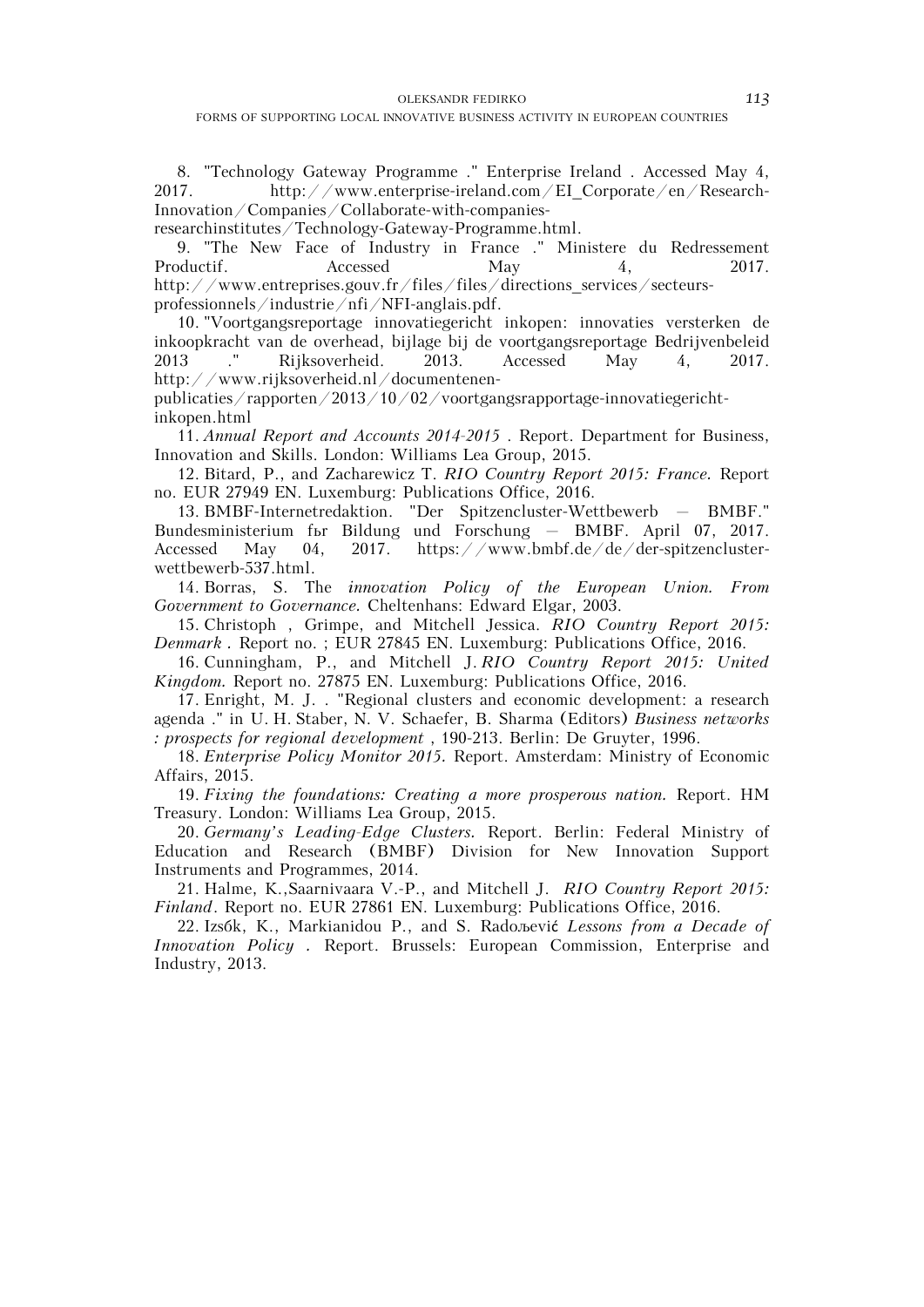8. "Technology Gateway Programme ." Enterprise Ireland . Accessed May 4, 2017. http://www.enterprise-ireland.com/EI_Corporate/en/Research-Innovation/Companies/Collaborate-with-companies-researchinstitutes/Technology-Gateway-Programme.html.

9. "The New Face of Industry in France ." Ministere du Redressement Productif. Accessed May 4, 2017. http://www.entreprises.gouv.fr/files/files/directions_services/secteurs-professionnels/industrie/nfi/NFI-anglais.pdf.

10. "Voortgangsreportage innovatiegericht inkopen: innovaties versterken de inkoopkracht van de overhead, bijlage bij de voortgangsreportage Bedrijvenbeleid 2013 ." Rijksoverheid. 2013. Accessed May 4, 2017. http://www.rijksoverheid.nl/documentenen-publicaties/rapporten/2013/10/02/voortgangsrapportage-innovatiegericht-inkopen.html

11. *Annual Report and Accounts 2014-2015* . Report. Department for Business, Innovation and Skills. London: Williams Lea Group, 2015.

12. Bitard, P., and Zacharewicz T. *RIO Country Report 2015: France.* Report no. EUR 27949 EN. Luxemburg: Publications Office, 2016.

13. BMBF-Internetredaktion. "Der Spitzencluster-Wettbewerb – BMBF." Bundesministerium fьr Bildung und Forschung – BMBF. April 07, 2017. Accessed May 04, 2017. https://www.bmbf.de/de/der-spitzencluster-wettbewerb-537.html.

14. Borras, S. The *innovation Policy of the European Union. From Government to Governance.* Cheltenhans: Edward Elgar, 2003.

15. Christoph , Grimpe, and Mitchell Jessica. *RIO Country Report 2015: Denmark* . Report no. ; EUR 27845 EN. Luxemburg: Publications Office, 2016.

16. Cunningham, P., and Mitchell J. *RIO Country Report 2015: United Kingdom.* Report no. 27875 EN. Luxemburg: Publications Office, 2016.

17. Enright, M. J. . "Regional clusters and economic development: a research agenda ." in U. H. Staber, N. V. Schaefer, B. Sharma (Editors) *Business networks : prospects for regional development* , 190-213. Berlin: De Gruyter, 1996.

18. *Enterprise Policy Monitor 2015.* Report. Amsterdam: Ministry of Economic Affairs, 2015.

19. *Fixing the foundations: Creating a more prosperous nation.* Report. HM Treasury. London: Williams Lea Group, 2015.

20. *Germany's Leading-Edge Clusters.* Report. Berlin: Federal Ministry of Education and Research (BMBF) Division for New Innovation Support Instruments and Programmes, 2014.

21. Halme, K.,Saarnivaara V.-P., and Mitchell J. *RIO Country Report 2015: Finland*. Report no. EUR 27861 EN. Luxemburg: Publications Office, 2016.

22. Izsбk, K., Markianidou P., and S. Radoљević *Lessons from a Decade of Innovation Policy* . Report. Brussels: European Commission, Enterprise and Industry, 2013.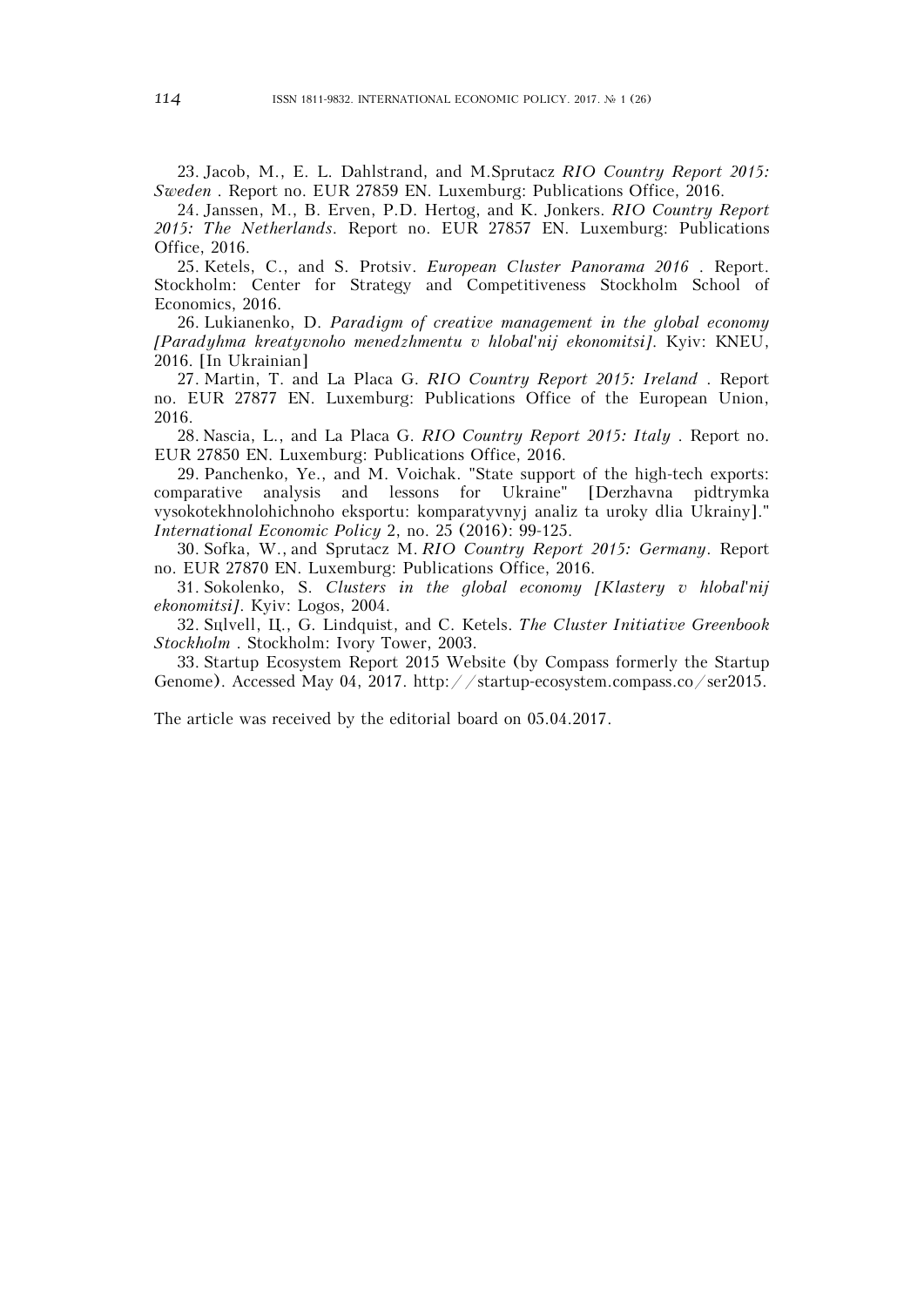23. Jacob, M., E. L. Dahlstrand, and M.Sprutacz *RIO Country Report 2015: Sweden* . Report no. EUR 27859 EN. Luxemburg: Publications Office, 2016.

24. Janssen, M., B. Erven, P.D. Hertog, and K. Jonkers. *RIO Country Report 2015: The Netherlands*. Report no. EUR 27857 EN. Luxemburg: Publications Office, 2016.

25. Ketels, C., and S. Protsiv. *European Cluster Panorama 2016* . Report. Stockholm: Center for Strategy and Competitiveness Stockholm School of Economics, 2016.

26. Lukianenko, D. *Paradigm of creative management in the global economy [Paradyhma kreatyvnoho menedzhmentu v hlobal'nij ekonomitsi]*. Kyiv: KNEU, 2016. [In Ukrainian]

27. Martin, T. and La Placa G. *RIO Country Report 2015: Ireland* . Report no. EUR 27877 EN. Luxemburg: Publications Office of the European Union, 2016.

28. Nascia, L., and La Placa G. *RIO Country Report 2015: Italy* . Report no. EUR 27850 EN. Luxemburg: Publications Office, 2016.

29. Panchenko, Ye., and M. Voichak. "State support of the high-tech exports: comparative analysis and lessons for Ukraine" [Derzhavna pidtrymka vysokotekhnolohichnoho eksportu: komparatyvnyj analiz ta uroky dlia Ukrainy]." *International Economic Policy* 2, no. 25 (2016): 99-125.

30. Sofka, W., and Sprutacz M. *RIO Country Report 2015: Germany*. Report no. EUR 27870 EN. Luxemburg: Publications Office, 2016.

31. Sokolenko, S. *Clusters in the global economy [Klastery v hlobal'nij ekonomitsi]*. Kyiv: Logos, 2004.

32. SЦlvell, Ц., G. Lindquist, and C. Ketels. *The Cluster Initiative Greenbook Stockholm* . Stockholm: Ivory Tower, 2003.

33. Startup Ecosystem Report 2015 Website (by Compass formerly the Startup Genome). Accessed May 04, 2017. http://startup-ecosystem.compass.co/ser2015.

The article was received by the editorial board on 05.04.2017.